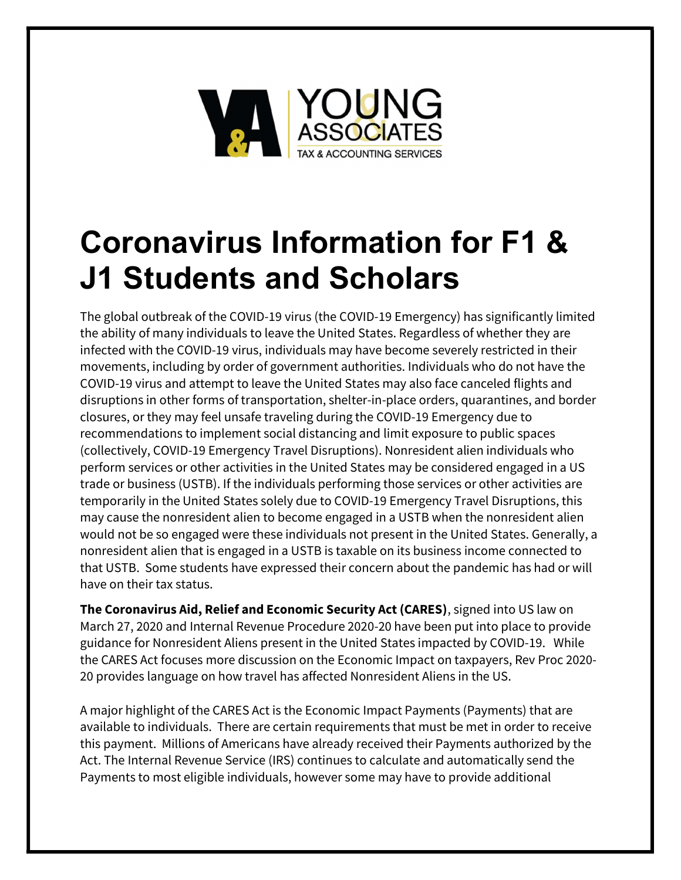# Coronavirus Information for F1 & J1 Students and Scholars

The global outbreak of the COVID-19 virus (the COVID-19 Emergency) has significantly limited the ability of many individuals to leave the United States. Regardless of whether they are infected with the COVID-19 virus, individuals may have become severely restricted in their movements, including by order of government authorities. Individuals who do not have the COVID-19 virus and attempt to leave the United States may also face canceled flights and disruptions in other forms of transportation, shelter-in-place orders, quarantines, and border closures, or they may feel unsafe traveling during the COVID-19 Emergency due to recommendations to implement social distancing and limit exposure to public spaces (collectively, COVID-19 Emergency Travel Disruptions). Nonresident alien individuals who perform services or other activities in the United States may be considered engaged in a US trade or business (USTB). If the individuals performing those services or other activities are temporarily in the United States solely due to COVID-19 Emergency Travel Disruptions, this may cause the nonresident alien to become engaged in a USTB when the nonresident alien would not be so engaged were these individuals not present in the United States. Generally, a nonresident alien that is engaged in a USTB is taxable on its business income connected to that USTB. Some students have expressed their concern about the pandemic has had or will have on their tax status.

**The Coronavirus Aid, Relief and Economic Security Act (CARES)**, signed into US law on March 27, 2020 and Internal Revenue Procedure 2020-20 have been put into place to provide guidance for Nonresident Aliens present in the United States impacted by COVID-19. While the CARES Act focuses more discussion on the Economic Impact on taxpayers, Rev Proc 2020-20 provides language on how travel has affected Nonresident Aliens in the US.

A major highlight of the CARES Act is the Economic Impact Payments (Payments) that are available to individuals. There are certain requirements that must be met in order to receive this payment. Millions of Americans have already received their Payments authorized by the Act. The Internal Revenue Service (IRS) continues to calculate and automatically send the Payments to most eligible individuals, however some may have to provide additional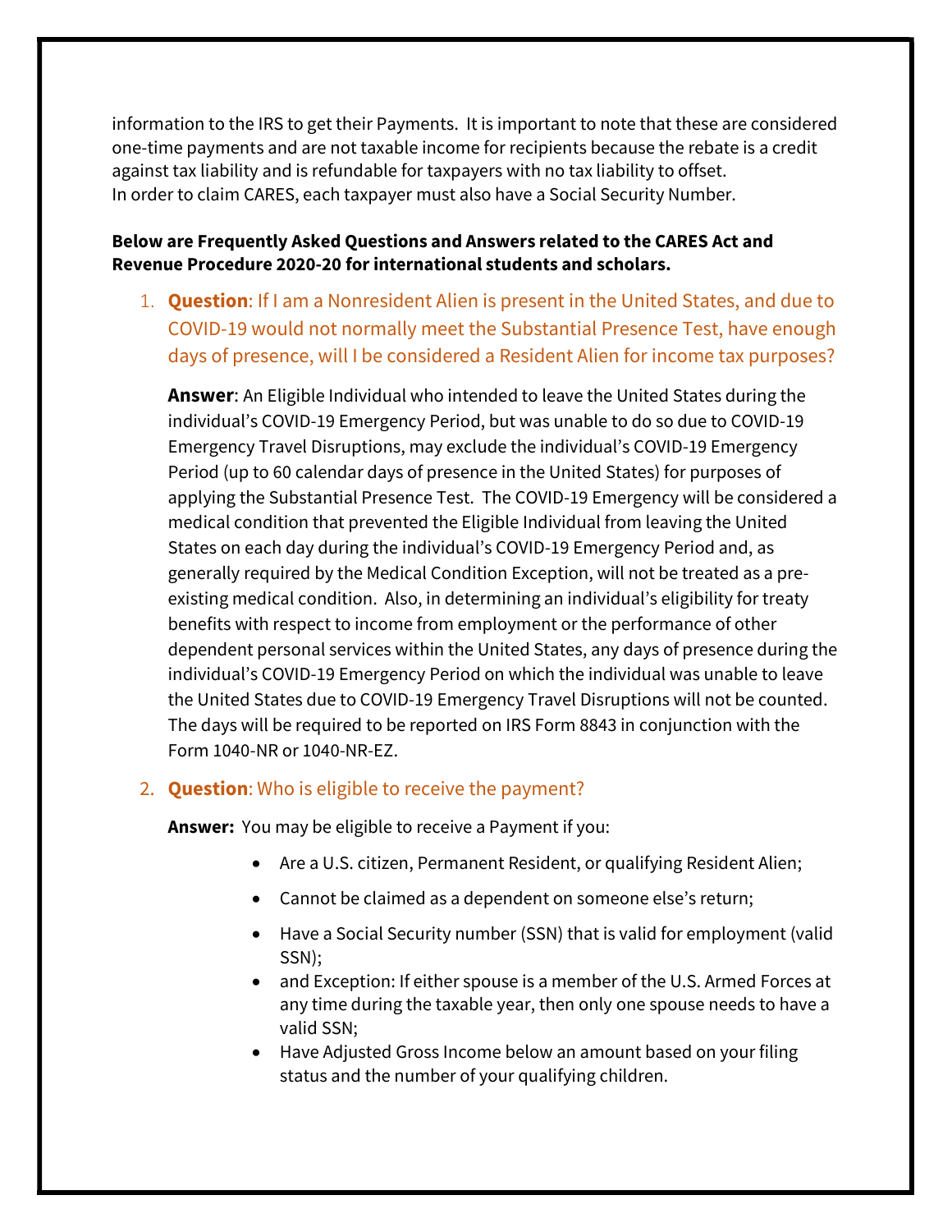information to the IRS to get their Payments. It is important to note that these are considered one-time payments and are not taxable income for recipients because the rebate is a credit against tax liability and is refundable for taxpayers with no tax liability to offset.
In order to claim CARES, each taxpayer must also have a Social Security Number.

**Below are Frequently Asked Questions and Answers related to the CARES Act and Revenue Procedure 2020-20 for international students and scholars.**

1. **Question**: If I am a Nonresident Alien is present in the United States, and due to COVID-19 would not normally meet the Substantial Presence Test, have enough days of presence, will I be considered a Resident Alien for income tax purposes?

   **Answer**: An Eligible Individual who intended to leave the United States during the individual's COVID-19 Emergency Period, but was unable to do so due to COVID-19 Emergency Travel Disruptions, may exclude the individual's COVID-19 Emergency Period (up to 60 calendar days of presence in the United States) for purposes of applying the Substantial Presence Test. The COVID-19 Emergency will be considered a medical condition that prevented the Eligible Individual from leaving the United States on each day during the individual's COVID-19 Emergency Period and, as generally required by the Medical Condition Exception, will not be treated as a pre-existing medical condition. Also, in determining an individual's eligibility for treaty benefits with respect to income from employment or the performance of other dependent personal services within the United States, any days of presence during the individual's COVID-19 Emergency Period on which the individual was unable to leave the United States due to COVID-19 Emergency Travel Disruptions will not be counted. The days will be required to be reported on IRS Form 8843 in conjunction with the Form 1040-NR or 1040-NR-EZ.

2. **Question**: Who is eligible to receive the payment?

   **Answer:** You may be eligible to receive a Payment if you:

   - Are a U.S. citizen, Permanent Resident, or qualifying Resident Alien;
   - Cannot be claimed as a dependent on someone else's return;
   - Have a Social Security number (SSN) that is valid for employment (valid SSN);
   - and Exception: If either spouse is a member of the U.S. Armed Forces at any time during the taxable year, then only one spouse needs to have a valid SSN;
   - Have Adjusted Gross Income below an amount based on your filing status and the number of your qualifying children.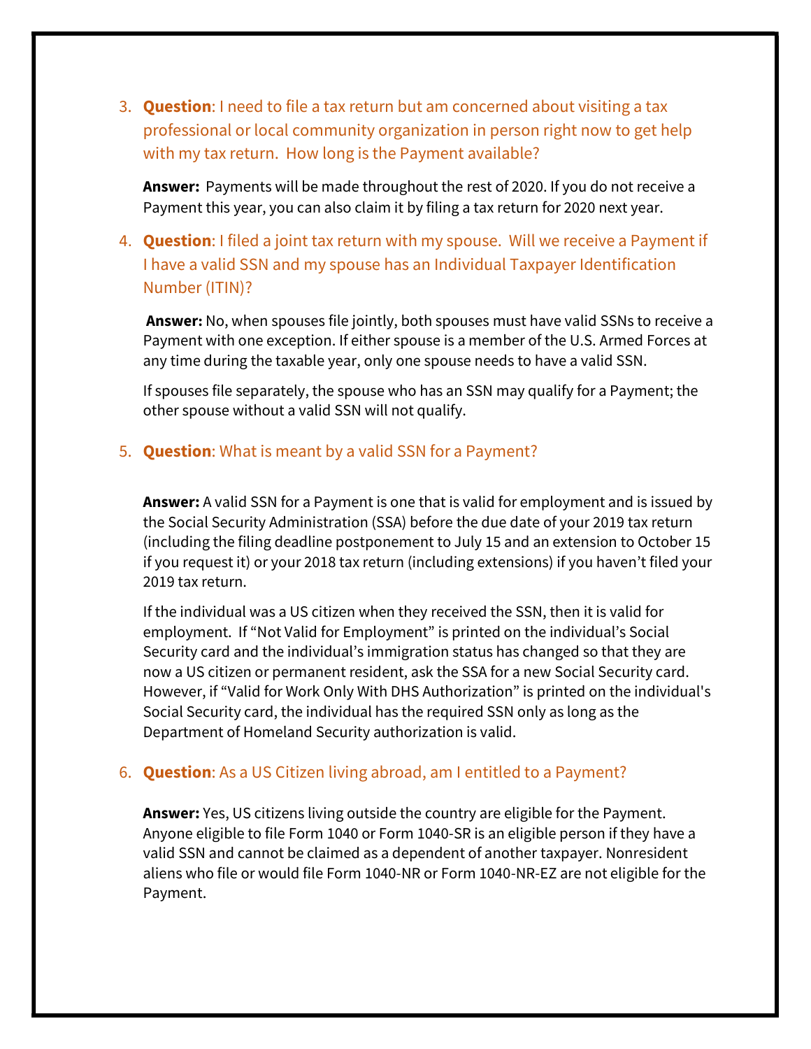3. **Question**: I need to file a tax return but am concerned about visiting a tax professional or local community organization in person right now to get help with my tax return. How long is the Payment available?

   **Answer:** Payments will be made throughout the rest of 2020. If you do not receive a Payment this year, you can also claim it by filing a tax return for 2020 next year.

4. **Question**: I filed a joint tax return with my spouse. Will we receive a Payment if I have a valid SSN and my spouse has an Individual Taxpayer Identification Number (ITIN)?

   **Answer:** No, when spouses file jointly, both spouses must have valid SSNs to receive a Payment with one exception. If either spouse is a member of the U.S. Armed Forces at any time during the taxable year, only one spouse needs to have a valid SSN.

   If spouses file separately, the spouse who has an SSN may qualify for a Payment; the other spouse without a valid SSN will not qualify.

5. **Question**: What is meant by a valid SSN for a Payment?

   **Answer:** A valid SSN for a Payment is one that is valid for employment and is issued by the Social Security Administration (SSA) before the due date of your 2019 tax return (including the filing deadline postponement to July 15 and an extension to October 15 if you request it) or your 2018 tax return (including extensions) if you haven't filed your 2019 tax return.

   If the individual was a US citizen when they received the SSN, then it is valid for employment. If "Not Valid for Employment" is printed on the individual's Social Security card and the individual's immigration status has changed so that they are now a US citizen or permanent resident, ask the SSA for a new Social Security card. However, if "Valid for Work Only With DHS Authorization" is printed on the individual's Social Security card, the individual has the required SSN only as long as the Department of Homeland Security authorization is valid.

6. **Question**: As a US Citizen living abroad, am I entitled to a Payment?

   **Answer:** Yes, US citizens living outside the country are eligible for the Payment. Anyone eligible to file Form 1040 or Form 1040-SR is an eligible person if they have a valid SSN and cannot be claimed as a dependent of another taxpayer. Nonresident aliens who file or would file Form 1040-NR or Form 1040-NR-EZ are not eligible for the Payment.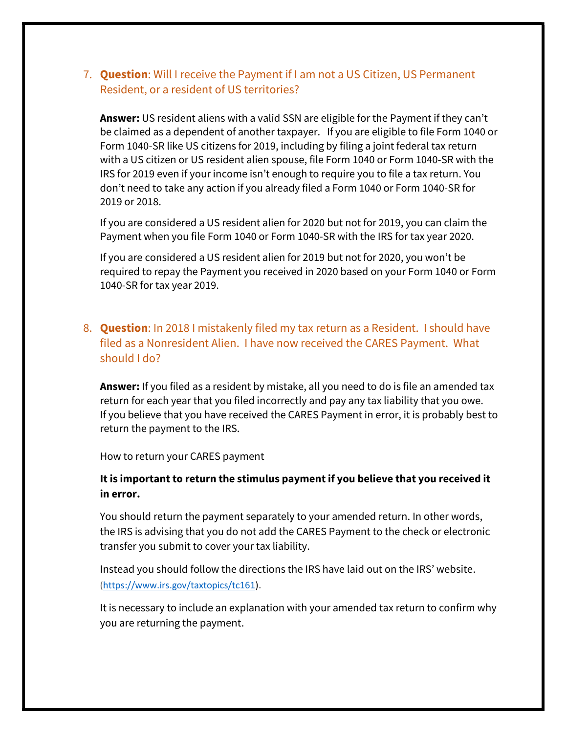7. **Question**: Will I receive the Payment if I am not a US Citizen, US Permanent Resident, or a resident of US territories?

   **Answer:** US resident aliens with a valid SSN are eligible for the Payment if they can't be claimed as a dependent of another taxpayer. If you are eligible to file Form 1040 or Form 1040-SR like US citizens for 2019, including by filing a joint federal tax return with a US citizen or US resident alien spouse, file Form 1040 or Form 1040-SR with the IRS for 2019 even if your income isn't enough to require you to file a tax return. You don't need to take any action if you already filed a Form 1040 or Form 1040-SR for 2019 or 2018.

   If you are considered a US resident alien for 2020 but not for 2019, you can claim the Payment when you file Form 1040 or Form 1040-SR with the IRS for tax year 2020.

   If you are considered a US resident alien for 2019 but not for 2020, you won't be required to repay the Payment you received in 2020 based on your Form 1040 or Form 1040-SR for tax year 2019.

8. **Question**: In 2018 I mistakenly filed my tax return as a Resident. I should have filed as a Nonresident Alien. I have now received the CARES Payment. What should I do?

   **Answer:** If you filed as a resident by mistake, all you need to do is file an amended tax return for each year that you filed incorrectly and pay any tax liability that you owe. If you believe that you have received the CARES Payment in error, it is probably best to return the payment to the IRS.

   How to return your CARES payment

   **It is important to return the stimulus payment if you believe that you received it in error.**

   You should return the payment separately to your amended return. In other words, the IRS is advising that you do not add the CARES Payment to the check or electronic transfer you submit to cover your tax liability.

   Instead you should follow the directions the IRS have laid out on the IRS' website. (https://www.irs.gov/taxtopics/tc161).

   It is necessary to include an explanation with your amended tax return to confirm why you are returning the payment.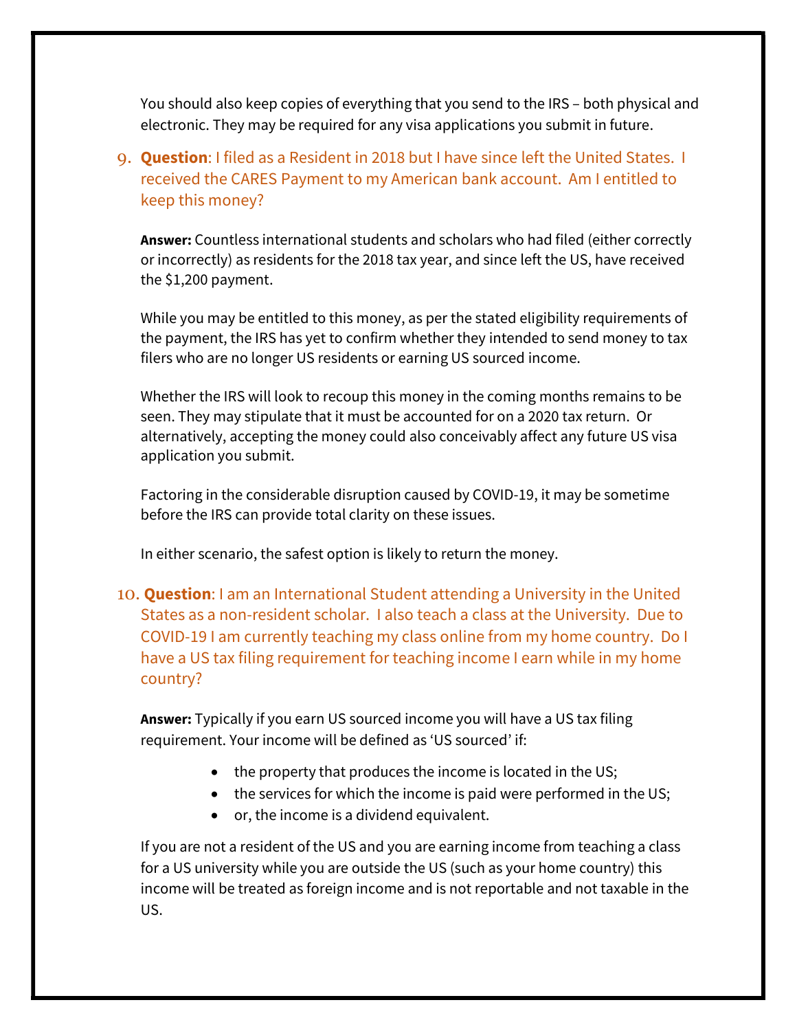You should also keep copies of everything that you send to the IRS – both physical and electronic. They may be required for any visa applications you submit in future.

9. **Question**: I filed as a Resident in 2018 but I have since left the United States. I received the CARES Payment to my American bank account. Am I entitled to keep this money?

   **Answer:** Countless international students and scholars who had filed (either correctly or incorrectly) as residents for the 2018 tax year, and since left the US, have received the $1,200 payment.

   While you may be entitled to this money, as per the stated eligibility requirements of the payment, the IRS has yet to confirm whether they intended to send money to tax filers who are no longer US residents or earning US sourced income.

   Whether the IRS will look to recoup this money in the coming months remains to be seen. They may stipulate that it must be accounted for on a 2020 tax return. Or alternatively, accepting the money could also conceivably affect any future US visa application you submit.

   Factoring in the considerable disruption caused by COVID-19, it may be sometime before the IRS can provide total clarity on these issues.

   In either scenario, the safest option is likely to return the money.

10. **Question**: I am an International Student attending a University in the United States as a non-resident scholar. I also teach a class at the University. Due to COVID-19 I am currently teaching my class online from my home country. Do I have a US tax filing requirement for teaching income I earn while in my home country?

    **Answer:** Typically if you earn US sourced income you will have a US tax filing requirement. Your income will be defined as 'US sourced' if:

    - the property that produces the income is located in the US;
    - the services for which the income is paid were performed in the US;
    - or, the income is a dividend equivalent.

    If you are not a resident of the US and you are earning income from teaching a class for a US university while you are outside the US (such as your home country) this income will be treated as foreign income and is not reportable and not taxable in the US.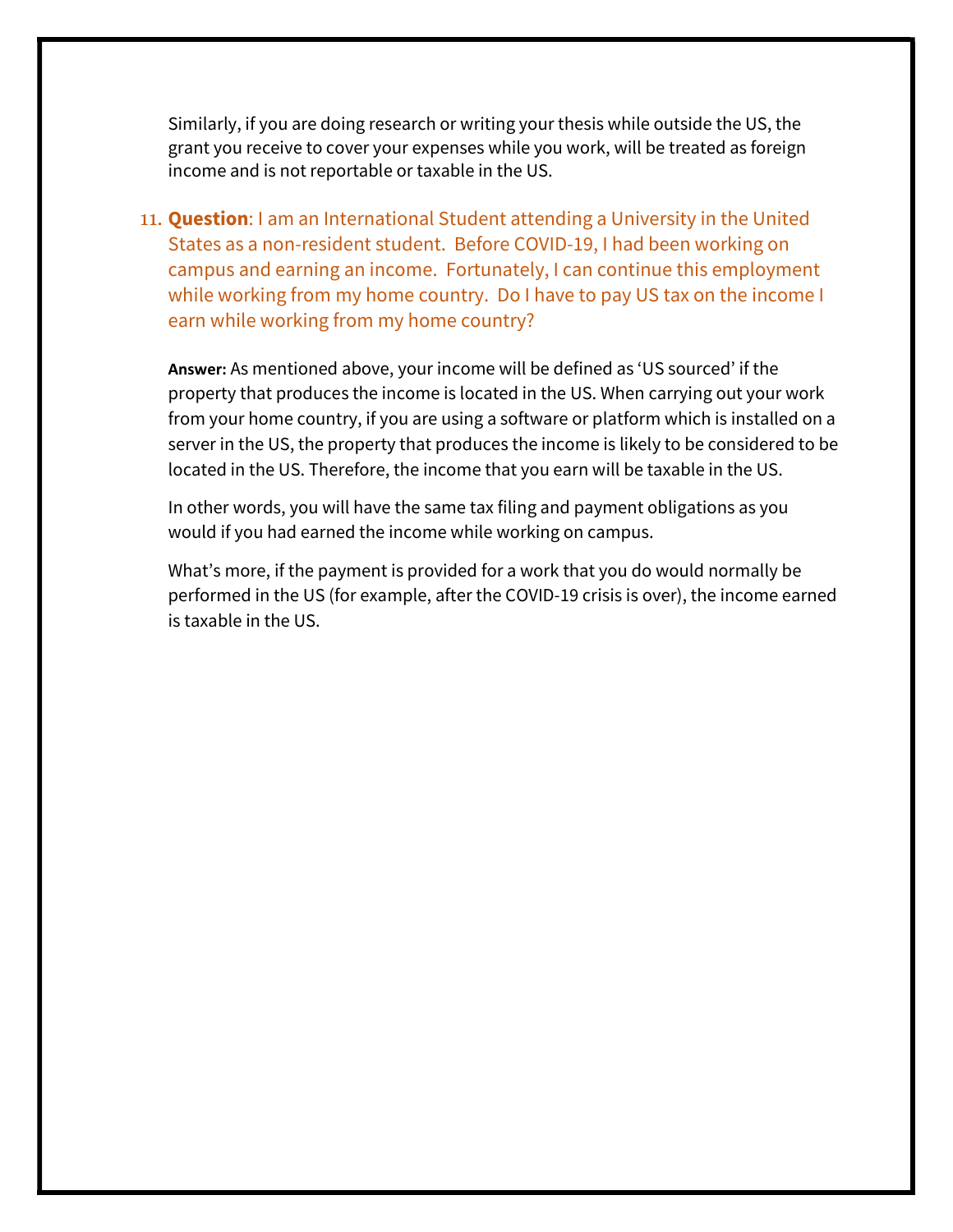Similarly, if you are doing research or writing your thesis while outside the US, the grant you receive to cover your expenses while you work, will be treated as foreign income and is not reportable or taxable in the US.

11. **Question**: I am an International Student attending a University in the United States as a non-resident student. Before COVID-19, I had been working on campus and earning an income. Fortunately, I can continue this employment while working from my home country. Do I have to pay US tax on the income I earn while working from my home country?

    **Answer:** As mentioned above, your income will be defined as 'US sourced' if the property that produces the income is located in the US. When carrying out your work from your home country, if you are using a software or platform which is installed on a server in the US, the property that produces the income is likely to be considered to be located in the US. Therefore, the income that you earn will be taxable in the US.

    In other words, you will have the same tax filing and payment obligations as you would if you had earned the income while working on campus.

    What's more, if the payment is provided for a work that you do would normally be performed in the US (for example, after the COVID-19 crisis is over), the income earned is taxable in the US.